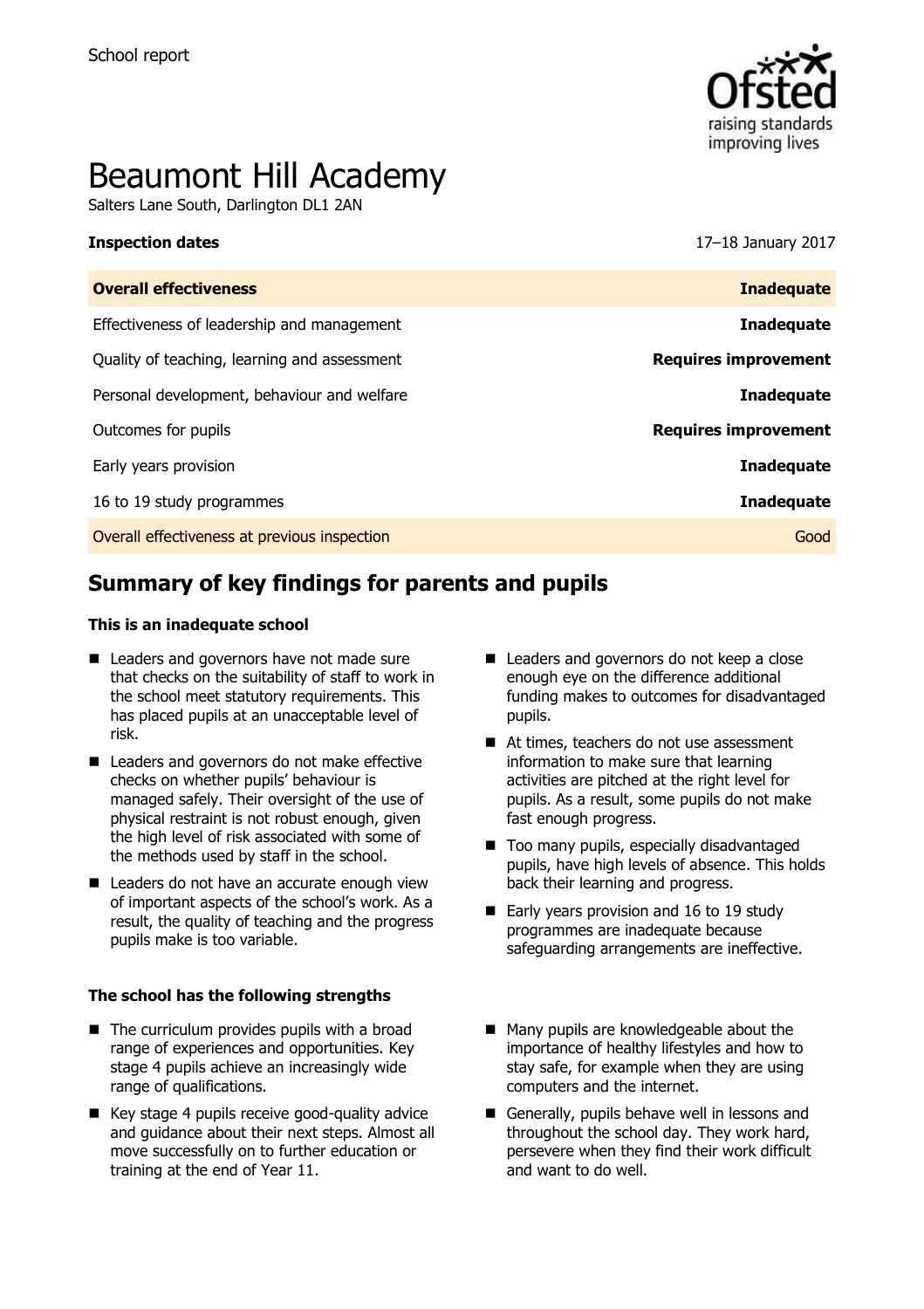School report

# Beaumont Hill Academy

Salters Lane South, Darlington DL1 2AN

**Inspection dates** 17–18 January 2017

| **Overall effectiveness** | **Inadequate** |
| --- | --- |
| Effectiveness of leadership and management | **Inadequate** |
| Quality of teaching, learning and assessment | **Requires improvement** |
| Personal development, behaviour and welfare | **Inadequate** |
| Outcomes for pupils | **Requires improvement** |
| Early years provision | **Inadequate** |
| 16 to 19 study programmes | **Inadequate** |
| Overall effectiveness at previous inspection | Good |

## Summary of key findings for parents and pupils

### This is an inadequate school

- Leaders and governors have not made sure that checks on the suitability of staff to work in the school meet statutory requirements. This has placed pupils at an unacceptable level of risk.
- Leaders and governors do not make effective checks on whether pupils' behaviour is managed safely. Their oversight of the use of physical restraint is not robust enough, given the high level of risk associated with some of the methods used by staff in the school.
- Leaders do not have an accurate enough view of important aspects of the school's work. As a result, the quality of teaching and the progress pupils make is too variable.
- Leaders and governors do not keep a close enough eye on the difference additional funding makes to outcomes for disadvantaged pupils.
- At times, teachers do not use assessment information to make sure that learning activities are pitched at the right level for pupils. As a result, some pupils do not make fast enough progress.
- Too many pupils, especially disadvantaged pupils, have high levels of absence. This holds back their learning and progress.
- Early years provision and 16 to 19 study programmes are inadequate because safeguarding arrangements are ineffective.

### The school has the following strengths

- The curriculum provides pupils with a broad range of experiences and opportunities. Key stage 4 pupils achieve an increasingly wide range of qualifications.
- Key stage 4 pupils receive good-quality advice and guidance about their next steps. Almost all move successfully on to further education or training at the end of Year 11.
- Many pupils are knowledgeable about the importance of healthy lifestyles and how to stay safe, for example when they are using computers and the internet.
- Generally, pupils behave well in lessons and throughout the school day. They work hard, persevere when they find their work difficult and want to do well.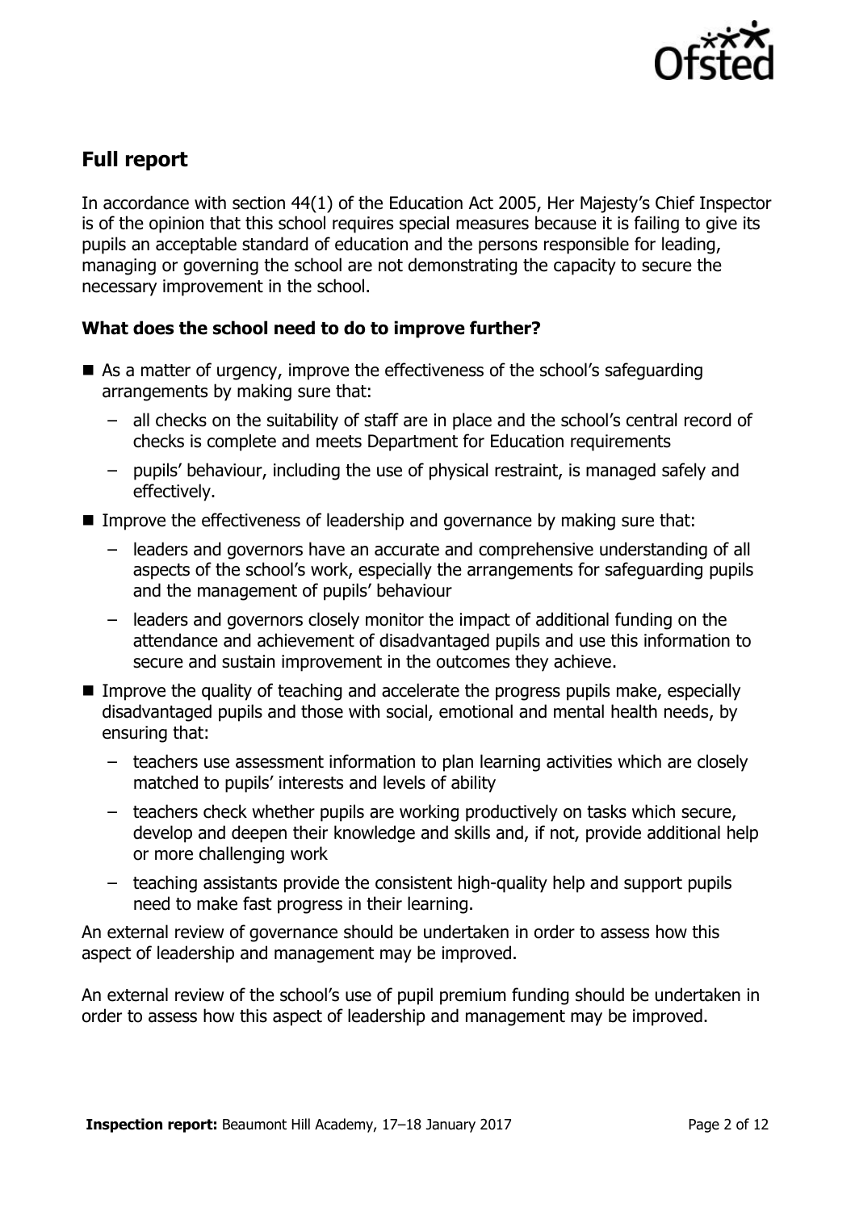## Full report

In accordance with section 44(1) of the Education Act 2005, Her Majesty's Chief Inspector is of the opinion that this school requires special measures because it is failing to give its pupils an acceptable standard of education and the persons responsible for leading, managing or governing the school are not demonstrating the capacity to secure the necessary improvement in the school.

### What does the school need to do to improve further?

- As a matter of urgency, improve the effectiveness of the school's safeguarding arrangements by making sure that:
  - all checks on the suitability of staff are in place and the school's central record of checks is complete and meets Department for Education requirements
  - pupils' behaviour, including the use of physical restraint, is managed safely and effectively.
- Improve the effectiveness of leadership and governance by making sure that:
  - leaders and governors have an accurate and comprehensive understanding of all aspects of the school's work, especially the arrangements for safeguarding pupils and the management of pupils' behaviour
  - leaders and governors closely monitor the impact of additional funding on the attendance and achievement of disadvantaged pupils and use this information to secure and sustain improvement in the outcomes they achieve.
- Improve the quality of teaching and accelerate the progress pupils make, especially disadvantaged pupils and those with social, emotional and mental health needs, by ensuring that:
  - teachers use assessment information to plan learning activities which are closely matched to pupils' interests and levels of ability
  - teachers check whether pupils are working productively on tasks which secure, develop and deepen their knowledge and skills and, if not, provide additional help or more challenging work
  - teaching assistants provide the consistent high-quality help and support pupils need to make fast progress in their learning.

An external review of governance should be undertaken in order to assess how this aspect of leadership and management may be improved.

An external review of the school's use of pupil premium funding should be undertaken in order to assess how this aspect of leadership and management may be improved.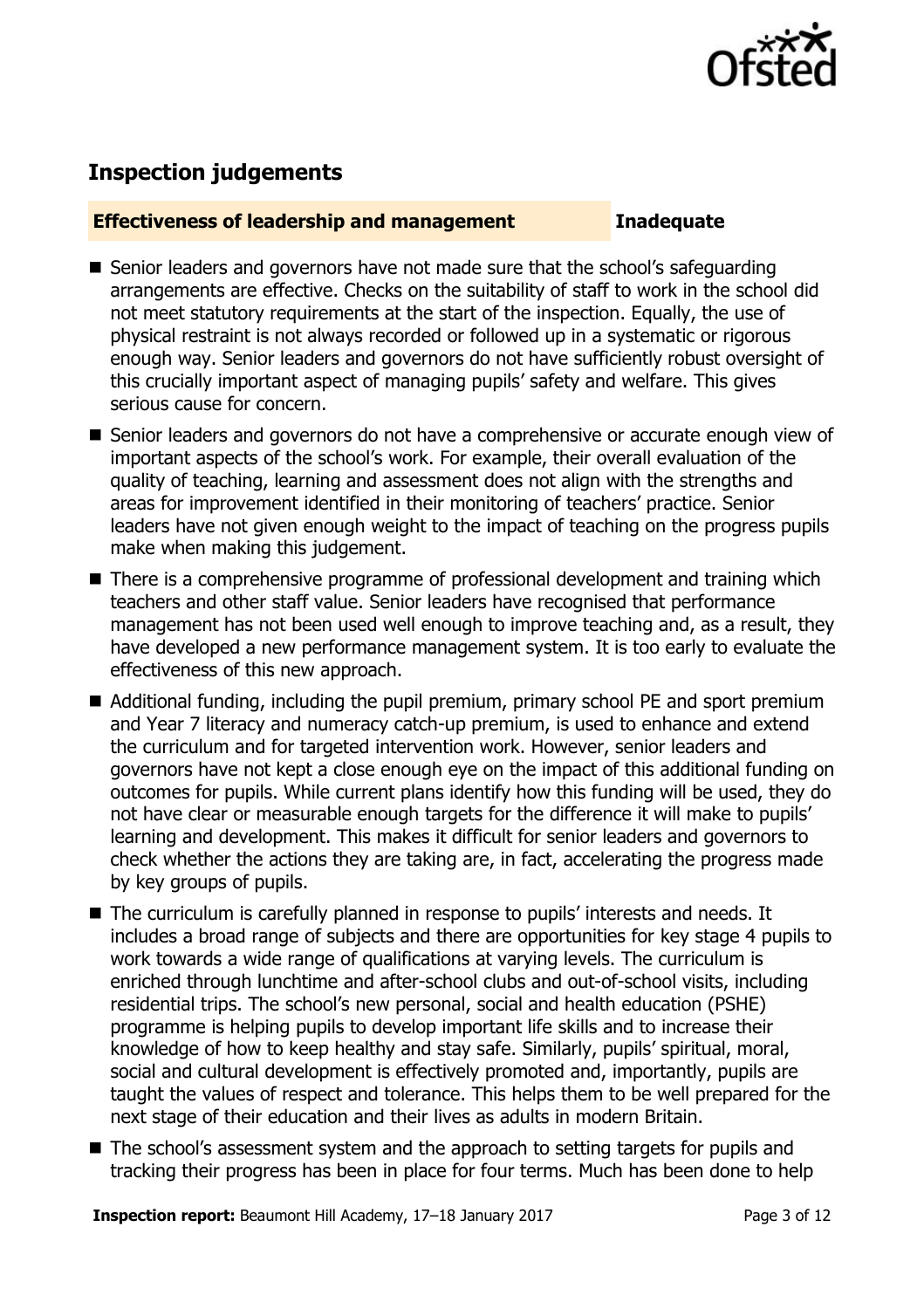## Inspection judgements

**Effectiveness of leadership and management** **Inadequate**

- Senior leaders and governors have not made sure that the school's safeguarding arrangements are effective. Checks on the suitability of staff to work in the school did not meet statutory requirements at the start of the inspection. Equally, the use of physical restraint is not always recorded or followed up in a systematic or rigorous enough way. Senior leaders and governors do not have sufficiently robust oversight of this crucially important aspect of managing pupils' safety and welfare. This gives serious cause for concern.
- Senior leaders and governors do not have a comprehensive or accurate enough view of important aspects of the school's work. For example, their overall evaluation of the quality of teaching, learning and assessment does not align with the strengths and areas for improvement identified in their monitoring of teachers' practice. Senior leaders have not given enough weight to the impact of teaching on the progress pupils make when making this judgement.
- There is a comprehensive programme of professional development and training which teachers and other staff value. Senior leaders have recognised that performance management has not been used well enough to improve teaching and, as a result, they have developed a new performance management system. It is too early to evaluate the effectiveness of this new approach.
- Additional funding, including the pupil premium, primary school PE and sport premium and Year 7 literacy and numeracy catch-up premium, is used to enhance and extend the curriculum and for targeted intervention work. However, senior leaders and governors have not kept a close enough eye on the impact of this additional funding on outcomes for pupils. While current plans identify how this funding will be used, they do not have clear or measurable enough targets for the difference it will make to pupils' learning and development. This makes it difficult for senior leaders and governors to check whether the actions they are taking are, in fact, accelerating the progress made by key groups of pupils.
- The curriculum is carefully planned in response to pupils' interests and needs. It includes a broad range of subjects and there are opportunities for key stage 4 pupils to work towards a wide range of qualifications at varying levels. The curriculum is enriched through lunchtime and after-school clubs and out-of-school visits, including residential trips. The school's new personal, social and health education (PSHE) programme is helping pupils to develop important life skills and to increase their knowledge of how to keep healthy and stay safe. Similarly, pupils' spiritual, moral, social and cultural development is effectively promoted and, importantly, pupils are taught the values of respect and tolerance. This helps them to be well prepared for the next stage of their education and their lives as adults in modern Britain.
- The school's assessment system and the approach to setting targets for pupils and tracking their progress has been in place for four terms. Much has been done to help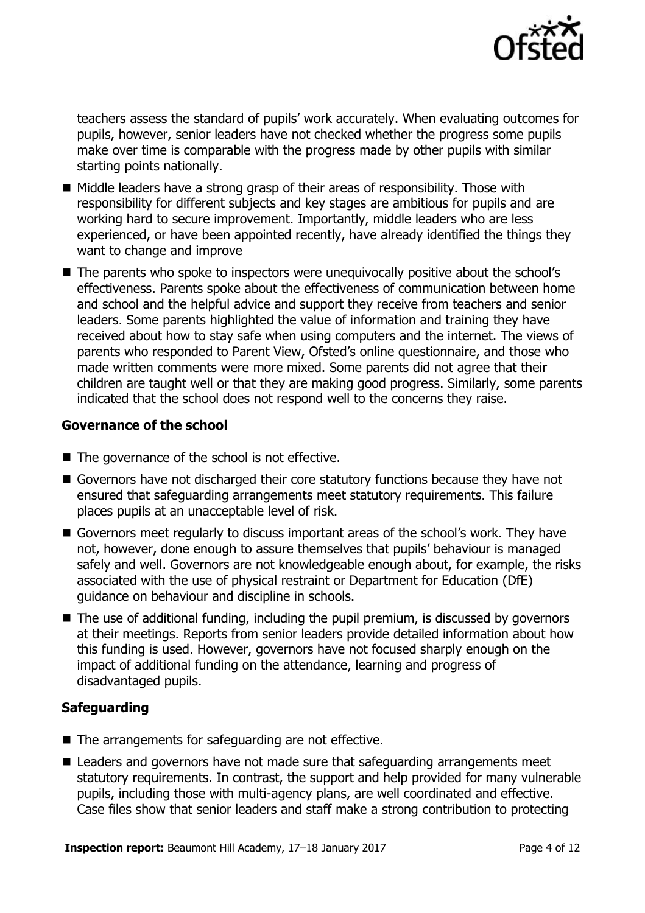teachers assess the standard of pupils' work accurately. When evaluating outcomes for pupils, however, senior leaders have not checked whether the progress some pupils make over time is comparable with the progress made by other pupils with similar starting points nationally.

- Middle leaders have a strong grasp of their areas of responsibility. Those with responsibility for different subjects and key stages are ambitious for pupils and are working hard to secure improvement. Importantly, middle leaders who are less experienced, or have been appointed recently, have already identified the things they want to change and improve
- The parents who spoke to inspectors were unequivocally positive about the school's effectiveness. Parents spoke about the effectiveness of communication between home and school and the helpful advice and support they receive from teachers and senior leaders. Some parents highlighted the value of information and training they have received about how to stay safe when using computers and the internet. The views of parents who responded to Parent View, Ofsted's online questionnaire, and those who made written comments were more mixed. Some parents did not agree that their children are taught well or that they are making good progress. Similarly, some parents indicated that the school does not respond well to the concerns they raise.

### Governance of the school

- The governance of the school is not effective.
- Governors have not discharged their core statutory functions because they have not ensured that safeguarding arrangements meet statutory requirements. This failure places pupils at an unacceptable level of risk.
- Governors meet regularly to discuss important areas of the school's work. They have not, however, done enough to assure themselves that pupils' behaviour is managed safely and well. Governors are not knowledgeable enough about, for example, the risks associated with the use of physical restraint or Department for Education (DfE) guidance on behaviour and discipline in schools.
- The use of additional funding, including the pupil premium, is discussed by governors at their meetings. Reports from senior leaders provide detailed information about how this funding is used. However, governors have not focused sharply enough on the impact of additional funding on the attendance, learning and progress of disadvantaged pupils.

### Safeguarding

- The arrangements for safeguarding are not effective.
- Leaders and governors have not made sure that safeguarding arrangements meet statutory requirements. In contrast, the support and help provided for many vulnerable pupils, including those with multi-agency plans, are well coordinated and effective. Case files show that senior leaders and staff make a strong contribution to protecting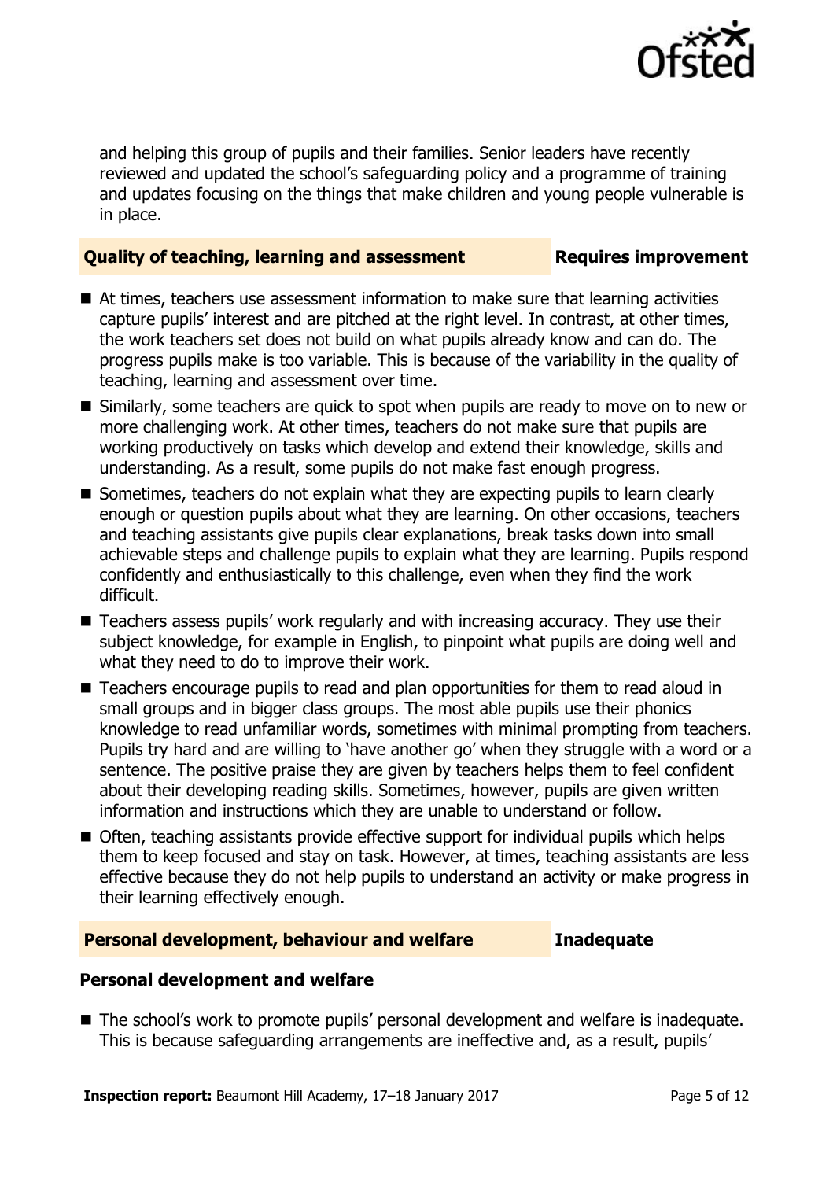and helping this group of pupils and their families. Senior leaders have recently reviewed and updated the school's safeguarding policy and a programme of training and updates focusing on the things that make children and young people vulnerable is in place.

## Quality of teaching, learning and assessment — Requires improvement

- At times, teachers use assessment information to make sure that learning activities capture pupils' interest and are pitched at the right level. In contrast, at other times, the work teachers set does not build on what pupils already know and can do. The progress pupils make is too variable. This is because of the variability in the quality of teaching, learning and assessment over time.
- Similarly, some teachers are quick to spot when pupils are ready to move on to new or more challenging work. At other times, teachers do not make sure that pupils are working productively on tasks which develop and extend their knowledge, skills and understanding. As a result, some pupils do not make fast enough progress.
- Sometimes, teachers do not explain what they are expecting pupils to learn clearly enough or question pupils about what they are learning. On other occasions, teachers and teaching assistants give pupils clear explanations, break tasks down into small achievable steps and challenge pupils to explain what they are learning. Pupils respond confidently and enthusiastically to this challenge, even when they find the work difficult.
- Teachers assess pupils' work regularly and with increasing accuracy. They use their subject knowledge, for example in English, to pinpoint what pupils are doing well and what they need to do to improve their work.
- Teachers encourage pupils to read and plan opportunities for them to read aloud in small groups and in bigger class groups. The most able pupils use their phonics knowledge to read unfamiliar words, sometimes with minimal prompting from teachers. Pupils try hard and are willing to 'have another go' when they struggle with a word or a sentence. The positive praise they are given by teachers helps them to feel confident about their developing reading skills. Sometimes, however, pupils are given written information and instructions which they are unable to understand or follow.
- Often, teaching assistants provide effective support for individual pupils which helps them to keep focused and stay on task. However, at times, teaching assistants are less effective because they do not help pupils to understand an activity or make progress in their learning effectively enough.

## Personal development, behaviour and welfare — Inadequate

### Personal development and welfare

- The school's work to promote pupils' personal development and welfare is inadequate. This is because safeguarding arrangements are ineffective and, as a result, pupils'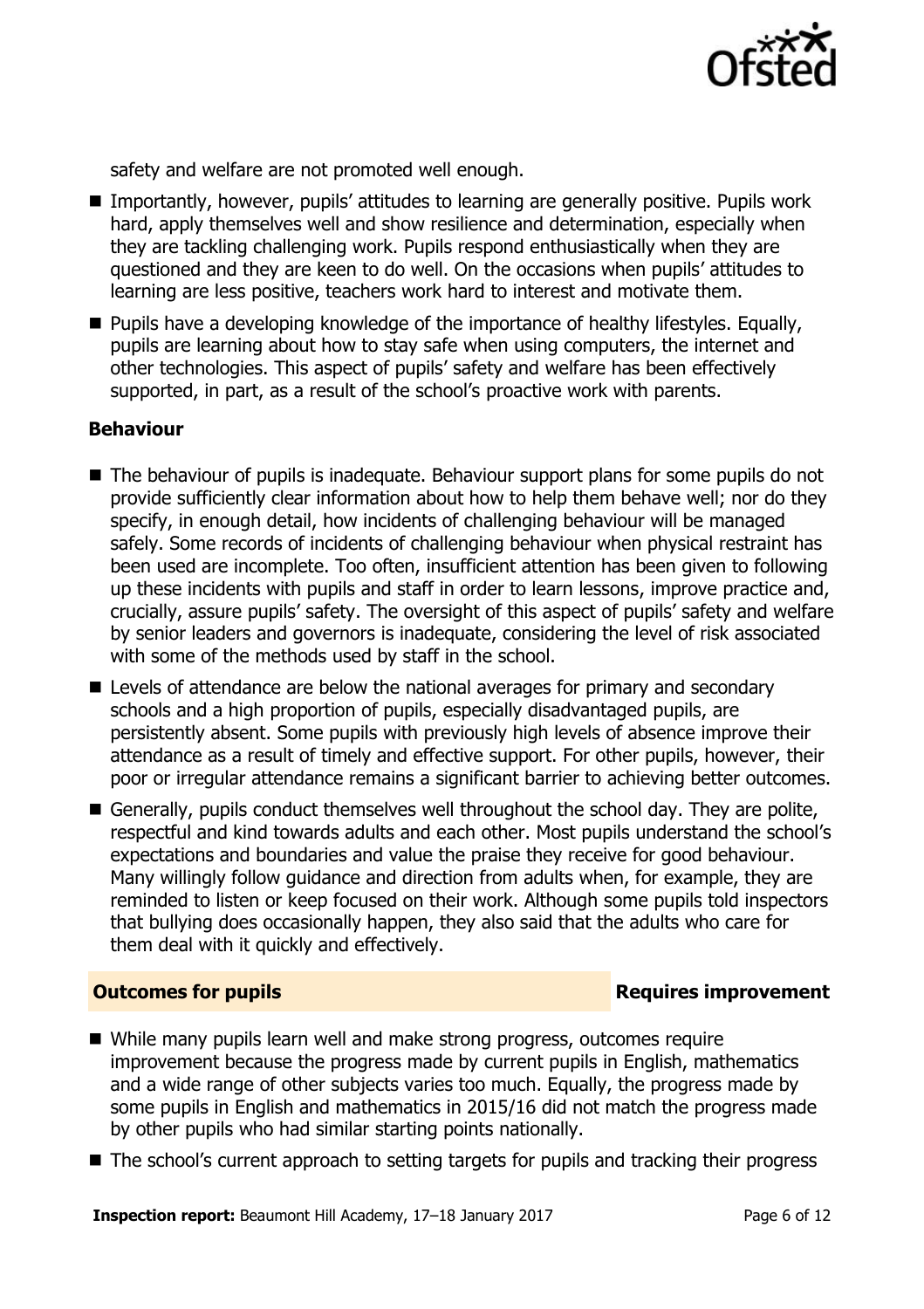safety and welfare are not promoted well enough.

- Importantly, however, pupils' attitudes to learning are generally positive. Pupils work hard, apply themselves well and show resilience and determination, especially when they are tackling challenging work. Pupils respond enthusiastically when they are questioned and they are keen to do well. On the occasions when pupils' attitudes to learning are less positive, teachers work hard to interest and motivate them.
- Pupils have a developing knowledge of the importance of healthy lifestyles. Equally, pupils are learning about how to stay safe when using computers, the internet and other technologies. This aspect of pupils' safety and welfare has been effectively supported, in part, as a result of the school's proactive work with parents.

### Behaviour

- The behaviour of pupils is inadequate. Behaviour support plans for some pupils do not provide sufficiently clear information about how to help them behave well; nor do they specify, in enough detail, how incidents of challenging behaviour will be managed safely. Some records of incidents of challenging behaviour when physical restraint has been used are incomplete. Too often, insufficient attention has been given to following up these incidents with pupils and staff in order to learn lessons, improve practice and, crucially, assure pupils' safety. The oversight of this aspect of pupils' safety and welfare by senior leaders and governors is inadequate, considering the level of risk associated with some of the methods used by staff in the school.
- Levels of attendance are below the national averages for primary and secondary schools and a high proportion of pupils, especially disadvantaged pupils, are persistently absent. Some pupils with previously high levels of absence improve their attendance as a result of timely and effective support. For other pupils, however, their poor or irregular attendance remains a significant barrier to achieving better outcomes.
- Generally, pupils conduct themselves well throughout the school day. They are polite, respectful and kind towards adults and each other. Most pupils understand the school's expectations and boundaries and value the praise they receive for good behaviour. Many willingly follow guidance and direction from adults when, for example, they are reminded to listen or keep focused on their work. Although some pupils told inspectors that bullying does occasionally happen, they also said that the adults who care for them deal with it quickly and effectively.

## Outcomes for pupils — Requires improvement

- While many pupils learn well and make strong progress, outcomes require improvement because the progress made by current pupils in English, mathematics and a wide range of other subjects varies too much. Equally, the progress made by some pupils in English and mathematics in 2015/16 did not match the progress made by other pupils who had similar starting points nationally.
- The school's current approach to setting targets for pupils and tracking their progress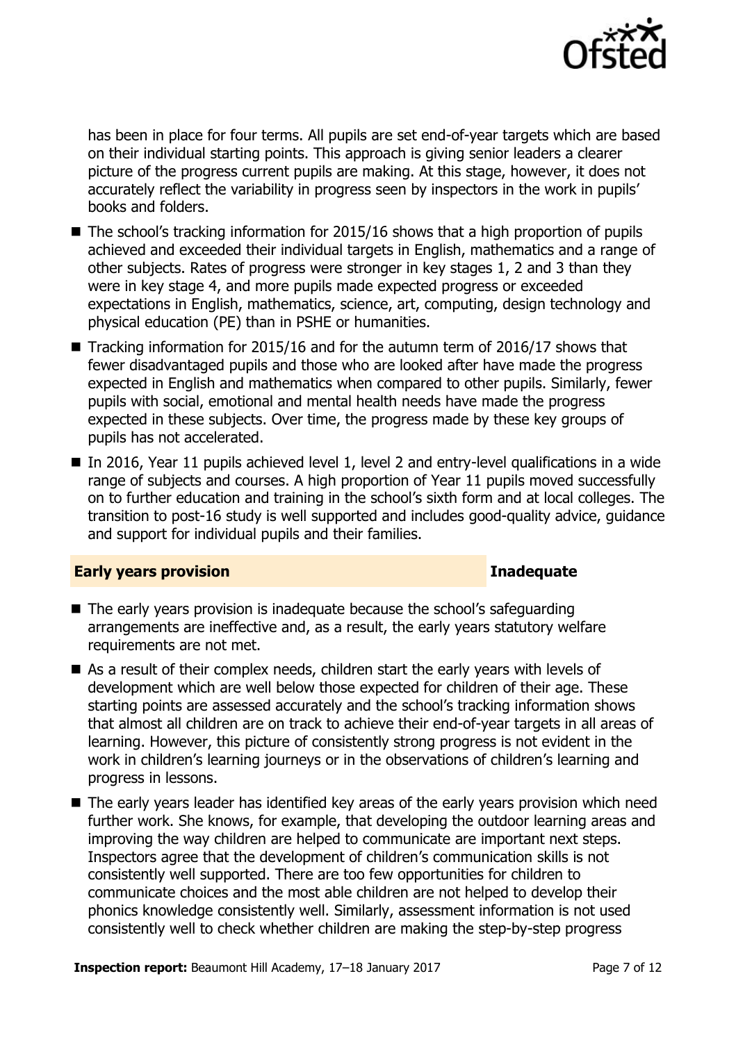has been in place for four terms. All pupils are set end-of-year targets which are based on their individual starting points. This approach is giving senior leaders a clearer picture of the progress current pupils are making. At this stage, however, it does not accurately reflect the variability in progress seen by inspectors in the work in pupils' books and folders.

- The school's tracking information for 2015/16 shows that a high proportion of pupils achieved and exceeded their individual targets in English, mathematics and a range of other subjects. Rates of progress were stronger in key stages 1, 2 and 3 than they were in key stage 4, and more pupils made expected progress or exceeded expectations in English, mathematics, science, art, computing, design technology and physical education (PE) than in PSHE or humanities.
- Tracking information for 2015/16 and for the autumn term of 2016/17 shows that fewer disadvantaged pupils and those who are looked after have made the progress expected in English and mathematics when compared to other pupils. Similarly, fewer pupils with social, emotional and mental health needs have made the progress expected in these subjects. Over time, the progress made by these key groups of pupils has not accelerated.
- In 2016, Year 11 pupils achieved level 1, level 2 and entry-level qualifications in a wide range of subjects and courses. A high proportion of Year 11 pupils moved successfully on to further education and training in the school's sixth form and at local colleges. The transition to post-16 study is well supported and includes good-quality advice, guidance and support for individual pupils and their families.

## Early years provision — Inadequate

- The early years provision is inadequate because the school's safeguarding arrangements are ineffective and, as a result, the early years statutory welfare requirements are not met.
- As a result of their complex needs, children start the early years with levels of development which are well below those expected for children of their age. These starting points are assessed accurately and the school's tracking information shows that almost all children are on track to achieve their end-of-year targets in all areas of learning. However, this picture of consistently strong progress is not evident in the work in children's learning journeys or in the observations of children's learning and progress in lessons.
- The early years leader has identified key areas of the early years provision which need further work. She knows, for example, that developing the outdoor learning areas and improving the way children are helped to communicate are important next steps. Inspectors agree that the development of children's communication skills is not consistently well supported. There are too few opportunities for children to communicate choices and the most able children are not helped to develop their phonics knowledge consistently well. Similarly, assessment information is not used consistently well to check whether children are making the step-by-step progress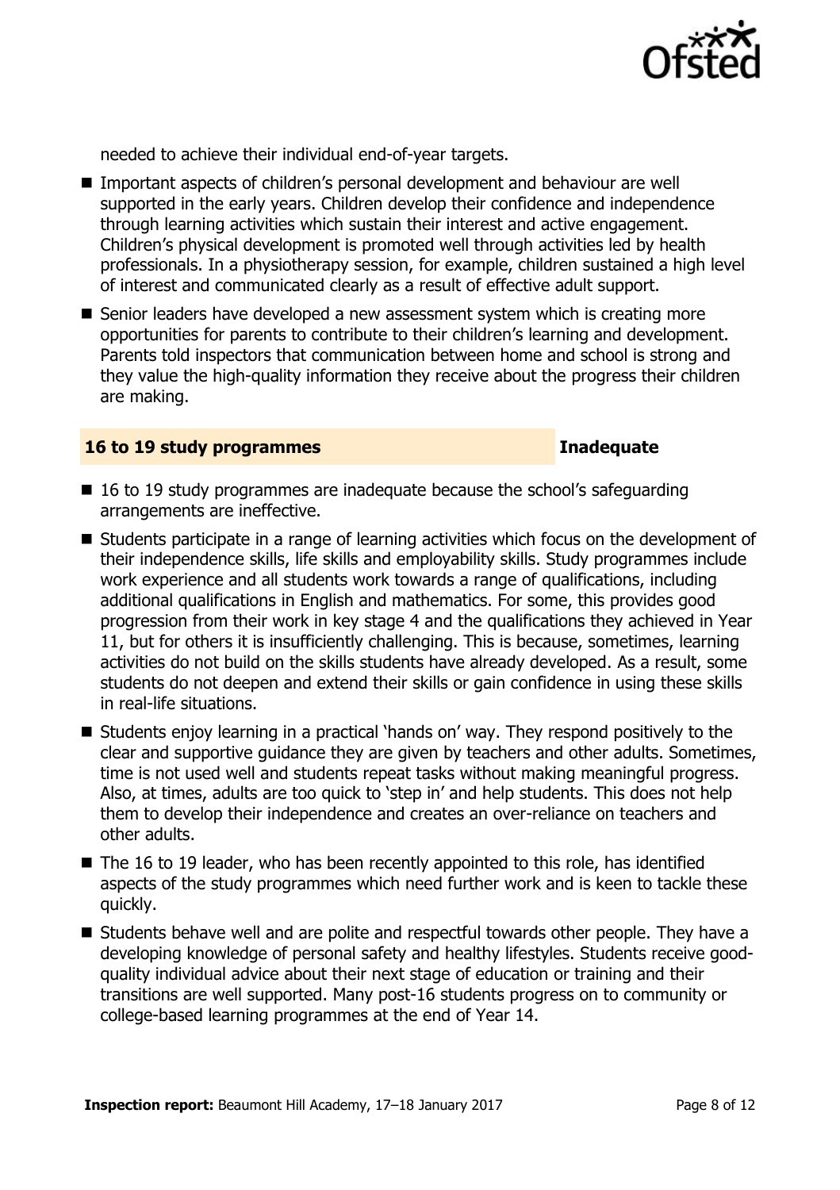needed to achieve their individual end-of-year targets.

- Important aspects of children's personal development and behaviour are well supported in the early years. Children develop their confidence and independence through learning activities which sustain their interest and active engagement. Children's physical development is promoted well through activities led by health professionals. In a physiotherapy session, for example, children sustained a high level of interest and communicated clearly as a result of effective adult support.
- Senior leaders have developed a new assessment system which is creating more opportunities for parents to contribute to their children's learning and development. Parents told inspectors that communication between home and school is strong and they value the high-quality information they receive about the progress their children are making.

### 16 to 19 study programmes — Inadequate

- 16 to 19 study programmes are inadequate because the school's safeguarding arrangements are ineffective.
- Students participate in a range of learning activities which focus on the development of their independence skills, life skills and employability skills. Study programmes include work experience and all students work towards a range of qualifications, including additional qualifications in English and mathematics. For some, this provides good progression from their work in key stage 4 and the qualifications they achieved in Year 11, but for others it is insufficiently challenging. This is because, sometimes, learning activities do not build on the skills students have already developed. As a result, some students do not deepen and extend their skills or gain confidence in using these skills in real-life situations.
- Students enjoy learning in a practical 'hands on' way. They respond positively to the clear and supportive guidance they are given by teachers and other adults. Sometimes, time is not used well and students repeat tasks without making meaningful progress. Also, at times, adults are too quick to 'step in' and help students. This does not help them to develop their independence and creates an over-reliance on teachers and other adults.
- The 16 to 19 leader, who has been recently appointed to this role, has identified aspects of the study programmes which need further work and is keen to tackle these quickly.
- Students behave well and are polite and respectful towards other people. They have a developing knowledge of personal safety and healthy lifestyles. Students receive good-quality individual advice about their next stage of education or training and their transitions are well supported. Many post-16 students progress on to community or college-based learning programmes at the end of Year 14.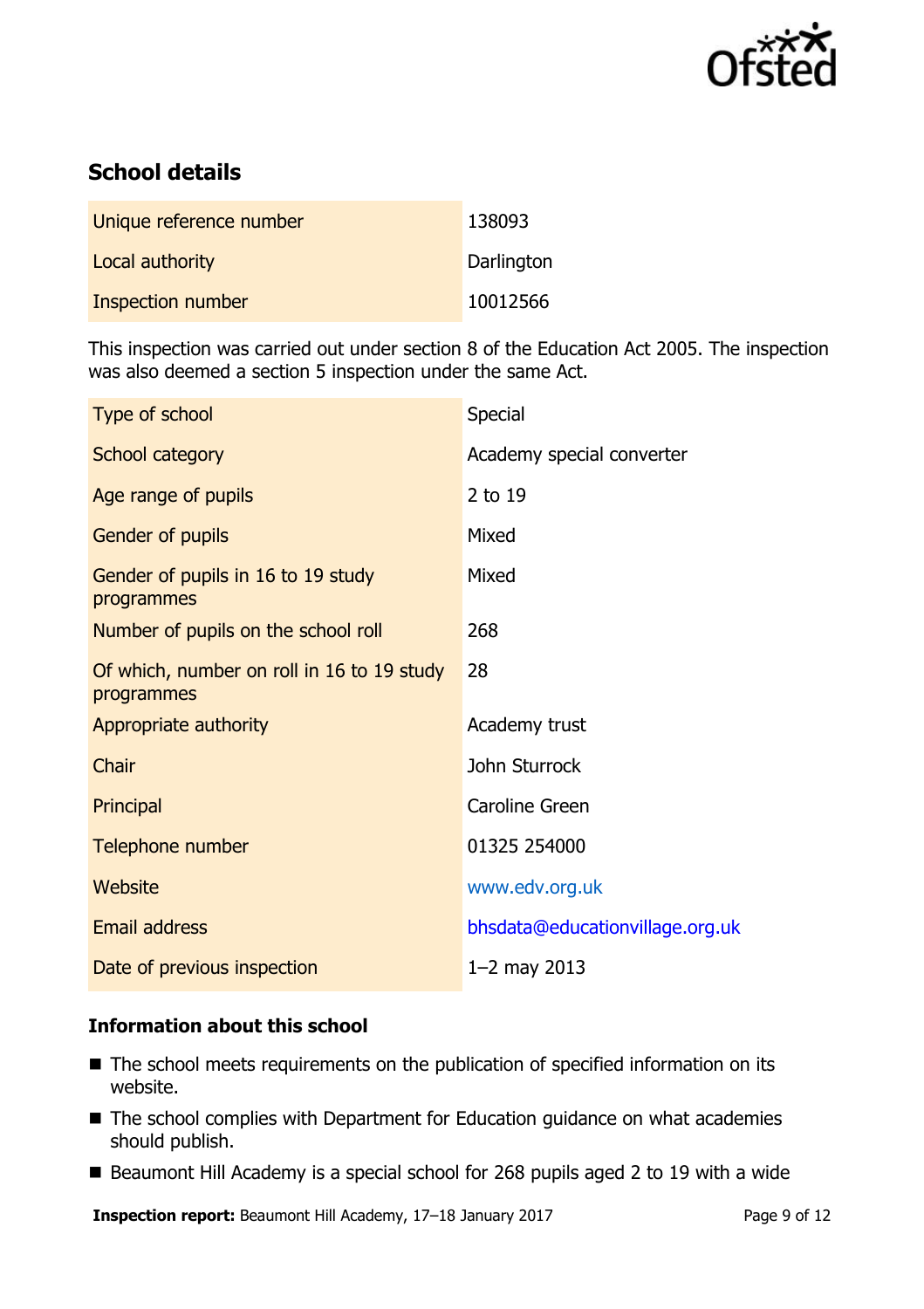## School details

| | |
|---|---|
| Unique reference number | 138093 |
| Local authority | Darlington |
| Inspection number | 10012566 |

This inspection was carried out under section 8 of the Education Act 2005. The inspection was also deemed a section 5 inspection under the same Act.

| | |
|---|---|
| Type of school | Special |
| School category | Academy special converter |
| Age range of pupils | 2 to 19 |
| Gender of pupils | Mixed |
| Gender of pupils in 16 to 19 study programmes | Mixed |
| Number of pupils on the school roll | 268 |
| Of which, number on roll in 16 to 19 study programmes | 28 |
| Appropriate authority | Academy trust |
| Chair | John Sturrock |
| Principal | Caroline Green |
| Telephone number | 01325 254000 |
| Website | www.edv.org.uk |
| Email address | bhsdata@educationvillage.org.uk |
| Date of previous inspection | 1–2 may 2013 |

### Information about this school

- The school meets requirements on the publication of specified information on its website.
- The school complies with Department for Education guidance on what academies should publish.
- Beaumont Hill Academy is a special school for 268 pupils aged 2 to 19 with a wide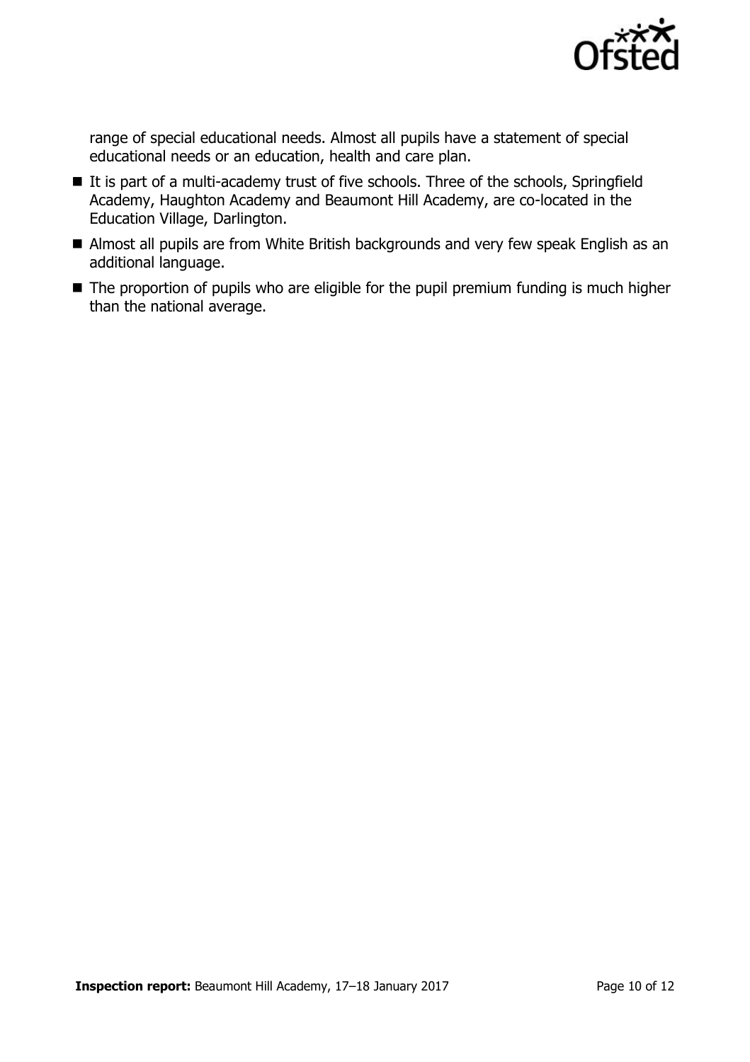range of special educational needs. Almost all pupils have a statement of special educational needs or an education, health and care plan.

- It is part of a multi-academy trust of five schools. Three of the schools, Springfield Academy, Haughton Academy and Beaumont Hill Academy, are co-located in the Education Village, Darlington.
- Almost all pupils are from White British backgrounds and very few speak English as an additional language.
- The proportion of pupils who are eligible for the pupil premium funding is much higher than the national average.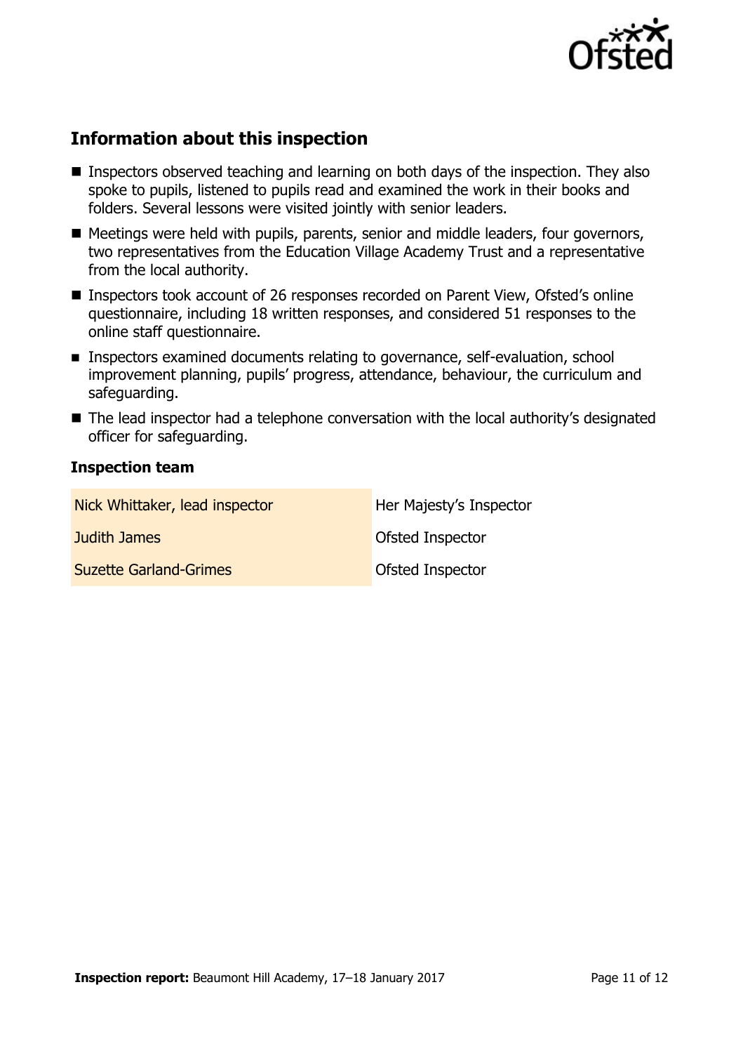## Information about this inspection

- Inspectors observed teaching and learning on both days of the inspection. They also spoke to pupils, listened to pupils read and examined the work in their books and folders. Several lessons were visited jointly with senior leaders.
- Meetings were held with pupils, parents, senior and middle leaders, four governors, two representatives from the Education Village Academy Trust and a representative from the local authority.
- Inspectors took account of 26 responses recorded on Parent View, Ofsted's online questionnaire, including 18 written responses, and considered 51 responses to the online staff questionnaire.
- Inspectors examined documents relating to governance, self-evaluation, school improvement planning, pupils' progress, attendance, behaviour, the curriculum and safeguarding.
- The lead inspector had a telephone conversation with the local authority's designated officer for safeguarding.

### Inspection team

| | |
|---|---|
| Nick Whittaker, lead inspector | Her Majesty's Inspector |
| Judith James | Ofsted Inspector |
| Suzette Garland-Grimes | Ofsted Inspector |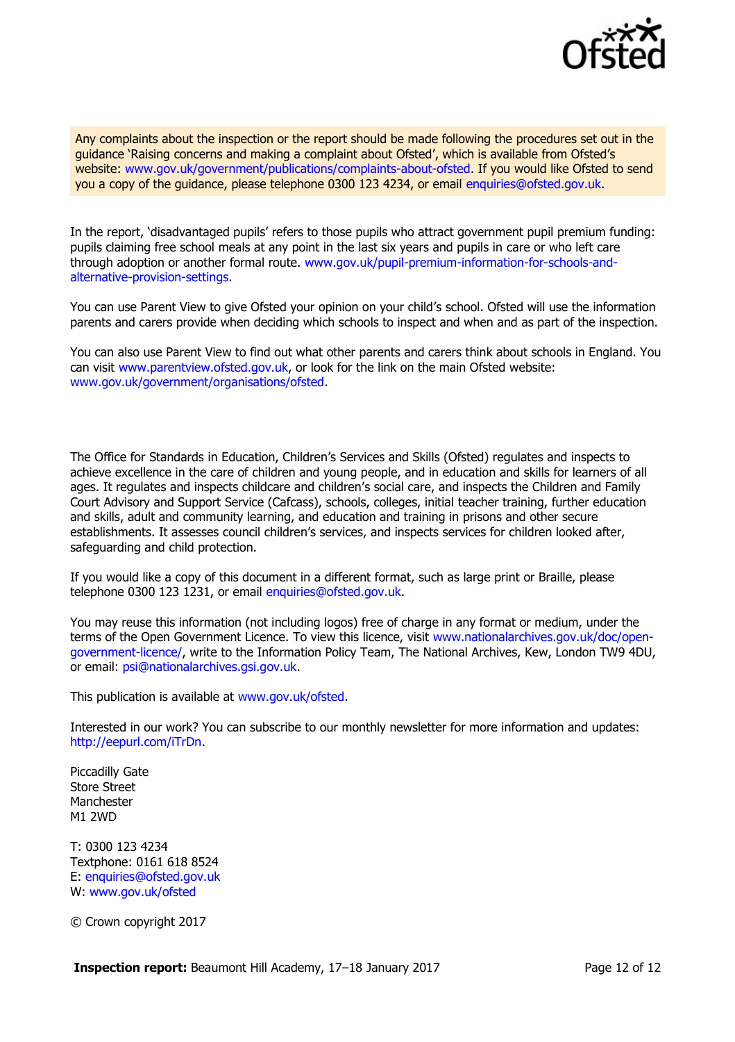Any complaints about the inspection or the report should be made following the procedures set out in the guidance 'Raising concerns and making a complaint about Ofsted', which is available from Ofsted's website: www.gov.uk/government/publications/complaints-about-ofsted. If you would like Ofsted to send you a copy of the guidance, please telephone 0300 123 4234, or email enquiries@ofsted.gov.uk.

In the report, 'disadvantaged pupils' refers to those pupils who attract government pupil premium funding: pupils claiming free school meals at any point in the last six years and pupils in care or who left care through adoption or another formal route. www.gov.uk/pupil-premium-information-for-schools-and-alternative-provision-settings.

You can use Parent View to give Ofsted your opinion on your child's school. Ofsted will use the information parents and carers provide when deciding which schools to inspect and when and as part of the inspection.

You can also use Parent View to find out what other parents and carers think about schools in England. You can visit www.parentview.ofsted.gov.uk, or look for the link on the main Ofsted website: www.gov.uk/government/organisations/ofsted.

The Office for Standards in Education, Children's Services and Skills (Ofsted) regulates and inspects to achieve excellence in the care of children and young people, and in education and skills for learners of all ages. It regulates and inspects childcare and children's social care, and inspects the Children and Family Court Advisory and Support Service (Cafcass), schools, colleges, initial teacher training, further education and skills, adult and community learning, and education and training in prisons and other secure establishments. It assesses council children's services, and inspects services for children looked after, safeguarding and child protection.

If you would like a copy of this document in a different format, such as large print or Braille, please telephone 0300 123 1231, or email enquiries@ofsted.gov.uk.

You may reuse this information (not including logos) free of charge in any format or medium, under the terms of the Open Government Licence. To view this licence, visit www.nationalarchives.gov.uk/doc/open-government-licence/, write to the Information Policy Team, The National Archives, Kew, London TW9 4DU, or email: psi@nationalarchives.gsi.gov.uk.

This publication is available at www.gov.uk/ofsted.

Interested in our work? You can subscribe to our monthly newsletter for more information and updates: http://eepurl.com/iTrDn.

Piccadilly Gate  
Store Street  
Manchester  
M1 2WD

T: 0300 123 4234  
Textphone: 0161 618 8524  
E: enquiries@ofsted.gov.uk  
W: www.gov.uk/ofsted

© Crown copyright 2017